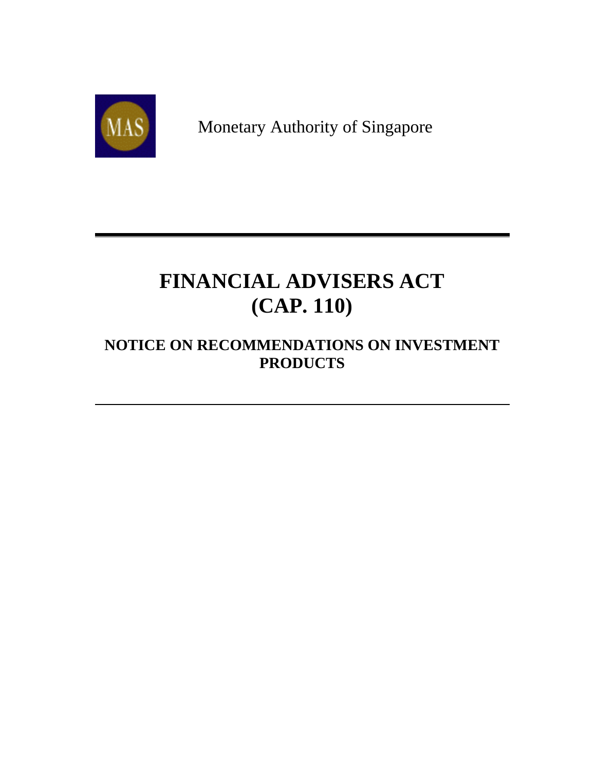MAS

Monetary Authority of Singapore

# FINANCIAL ADVISERS ACT (CAP. 110)

## NOTICE ON RECOMMENDATIONS ON INVESTMENT PRODUCTS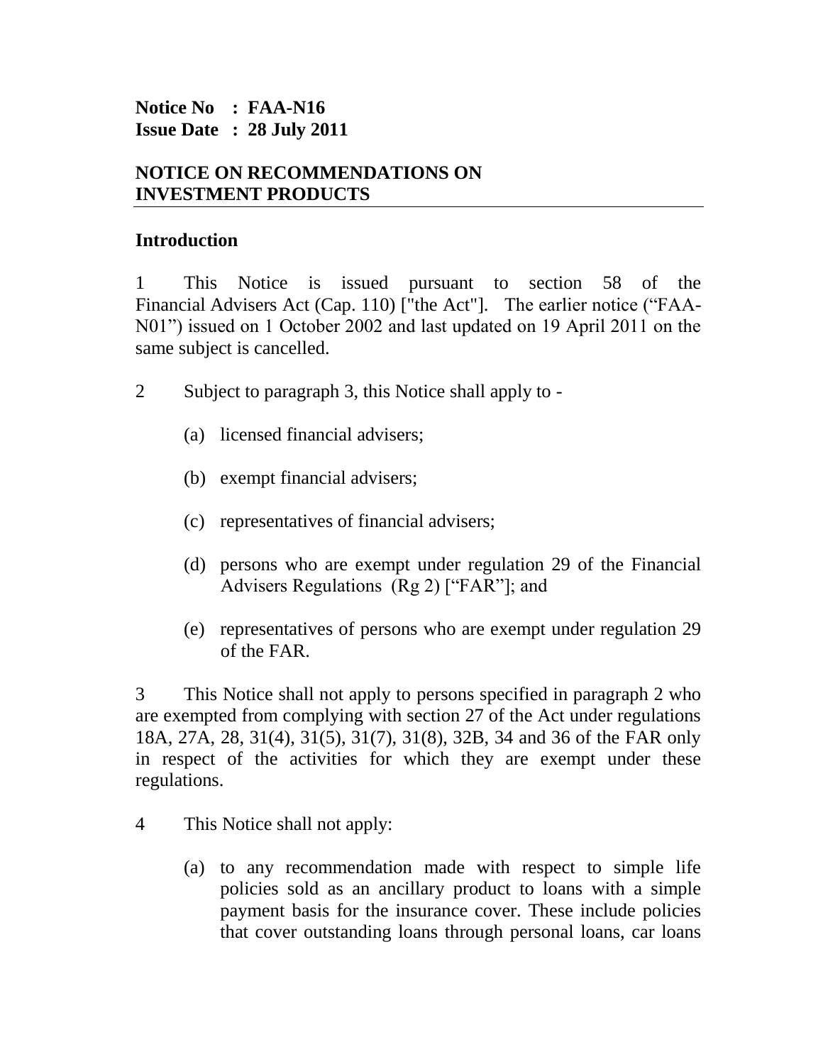**Notice No : FAA-N16**
**Issue Date : 28 July 2011**

## NOTICE ON RECOMMENDATIONS ON INVESTMENT PRODUCTS

### Introduction

1 This Notice is issued pursuant to section 58 of the Financial Advisers Act (Cap. 110) ["the Act"]. The earlier notice ("FAA-N01") issued on 1 October 2002 and last updated on 19 April 2011 on the same subject is cancelled.

2 Subject to paragraph 3, this Notice shall apply to -

(a) licensed financial advisers;

(b) exempt financial advisers;

(c) representatives of financial advisers;

(d) persons who are exempt under regulation 29 of the Financial Advisers Regulations (Rg 2) ["FAR"]; and

(e) representatives of persons who are exempt under regulation 29 of the FAR.

3 This Notice shall not apply to persons specified in paragraph 2 who are exempted from complying with section 27 of the Act under regulations 18A, 27A, 28, 31(4), 31(5), 31(7), 31(8), 32B, 34 and 36 of the FAR only in respect of the activities for which they are exempt under these regulations.

4 This Notice shall not apply:

(a) to any recommendation made with respect to simple life policies sold as an ancillary product to loans with a simple payment basis for the insurance cover. These include policies that cover outstanding loans through personal loans, car loans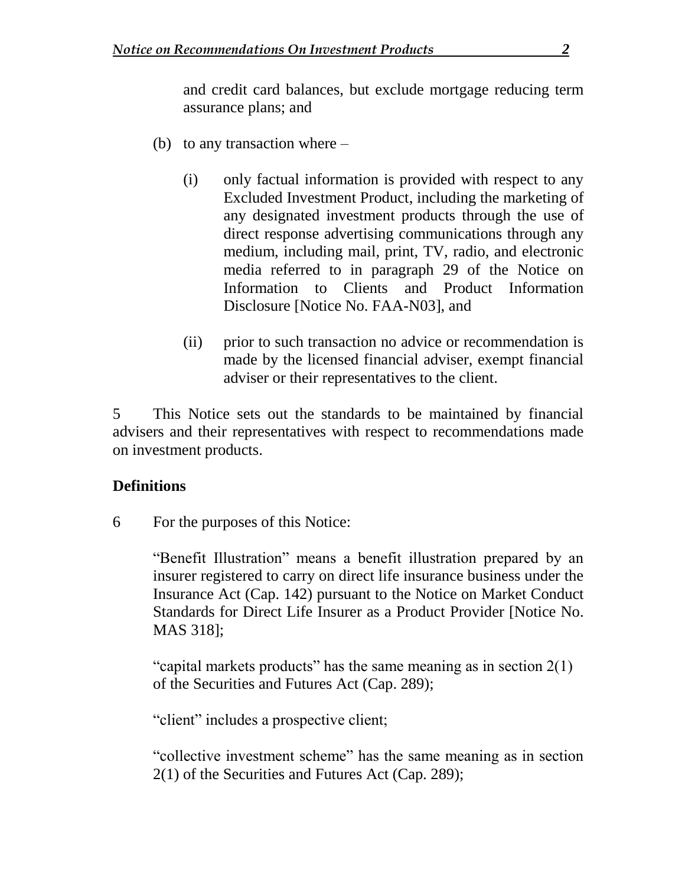and credit card balances, but exclude mortgage reducing term assurance plans; and

(b) to any transaction where –

(i) only factual information is provided with respect to any Excluded Investment Product, including the marketing of any designated investment products through the use of direct response advertising communications through any medium, including mail, print, TV, radio, and electronic media referred to in paragraph 29 of the Notice on Information to Clients and Product Information Disclosure [Notice No. FAA-N03], and

(ii) prior to such transaction no advice or recommendation is made by the licensed financial adviser, exempt financial adviser or their representatives to the client.

5 This Notice sets out the standards to be maintained by financial advisers and their representatives with respect to recommendations made on investment products.

**Definitions**

6 For the purposes of this Notice:

"Benefit Illustration" means a benefit illustration prepared by an insurer registered to carry on direct life insurance business under the Insurance Act (Cap. 142) pursuant to the Notice on Market Conduct Standards for Direct Life Insurer as a Product Provider [Notice No. MAS 318];

"capital markets products" has the same meaning as in section 2(1) of the Securities and Futures Act (Cap. 289);

"client" includes a prospective client;

"collective investment scheme" has the same meaning as in section 2(1) of the Securities and Futures Act (Cap. 289);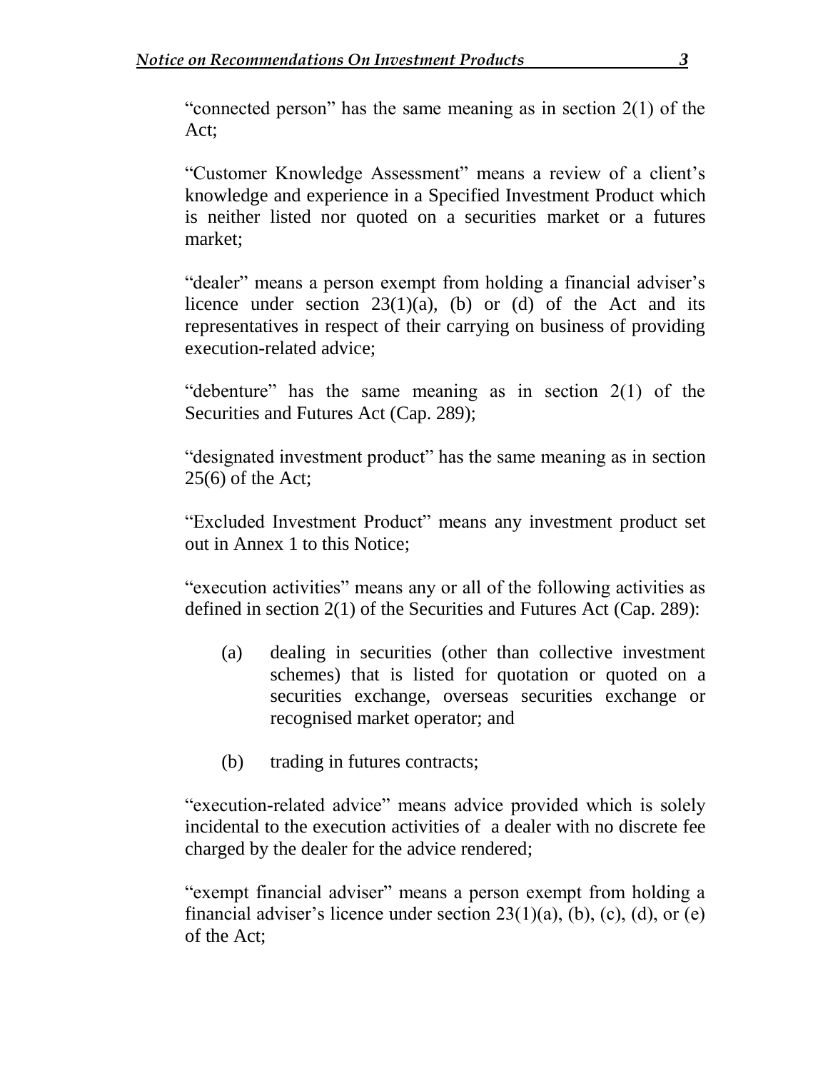"connected person" has the same meaning as in section 2(1) of the Act;

"Customer Knowledge Assessment" means a review of a client's knowledge and experience in a Specified Investment Product which is neither listed nor quoted on a securities market or a futures market;

"dealer" means a person exempt from holding a financial adviser's licence under section 23(1)(a), (b) or (d) of the Act and its representatives in respect of their carrying on business of providing execution-related advice;

"debenture" has the same meaning as in section 2(1) of the Securities and Futures Act (Cap. 289);

"designated investment product" has the same meaning as in section 25(6) of the Act;

"Excluded Investment Product" means any investment product set out in Annex 1 to this Notice;

"execution activities" means any or all of the following activities as defined in section 2(1) of the Securities and Futures Act (Cap. 289):

(a) dealing in securities (other than collective investment schemes) that is listed for quotation or quoted on a securities exchange, overseas securities exchange or recognised market operator; and

(b) trading in futures contracts;

"execution-related advice" means advice provided which is solely incidental to the execution activities of a dealer with no discrete fee charged by the dealer for the advice rendered;

"exempt financial adviser" means a person exempt from holding a financial adviser's licence under section 23(1)(a), (b), (c), (d), or (e) of the Act;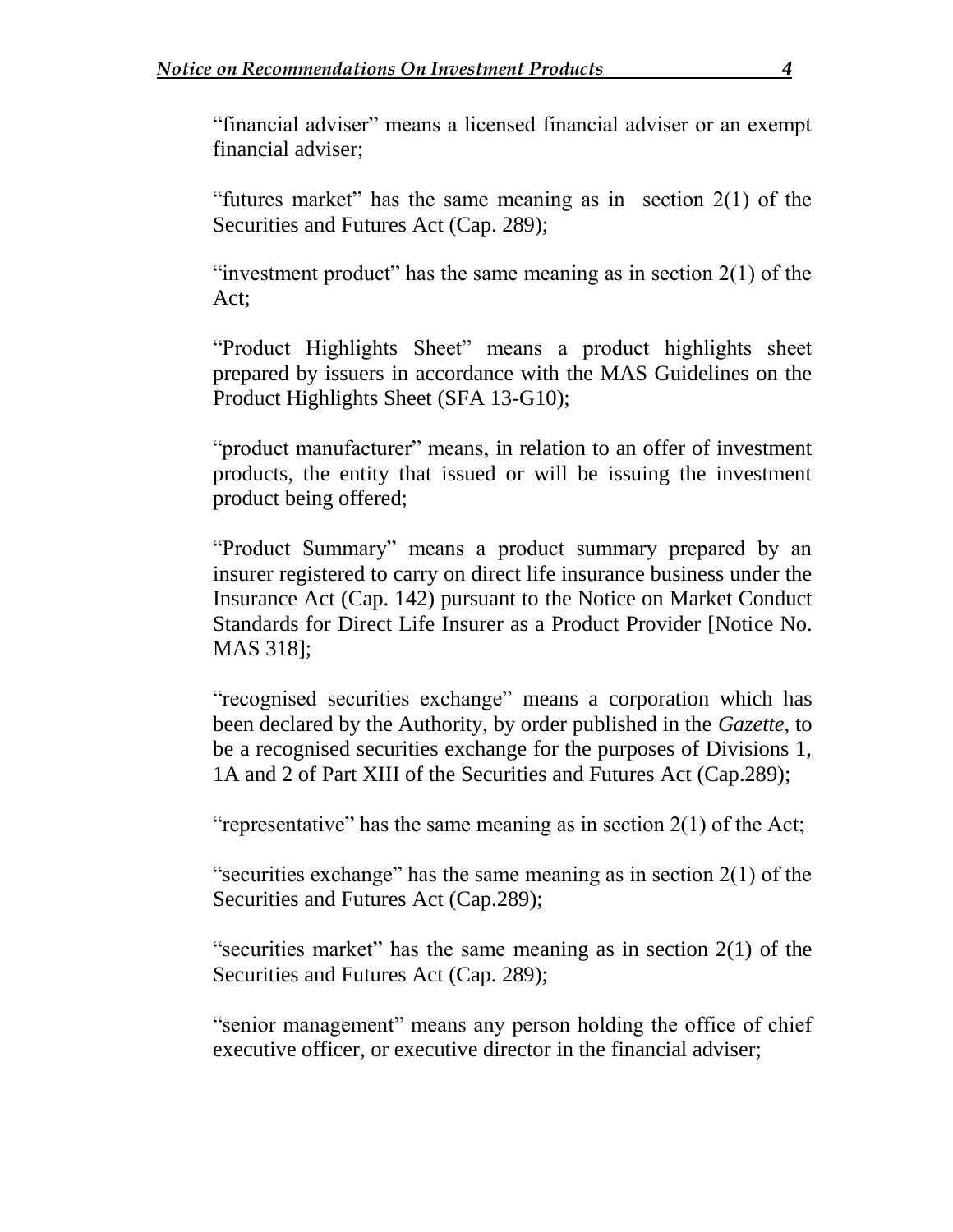"financial adviser" means a licensed financial adviser or an exempt financial adviser;

"futures market" has the same meaning as in section 2(1) of the Securities and Futures Act (Cap. 289);

"investment product" has the same meaning as in section 2(1) of the Act;

"Product Highlights Sheet" means a product highlights sheet prepared by issuers in accordance with the MAS Guidelines on the Product Highlights Sheet (SFA 13-G10);

"product manufacturer" means, in relation to an offer of investment products, the entity that issued or will be issuing the investment product being offered;

"Product Summary" means a product summary prepared by an insurer registered to carry on direct life insurance business under the Insurance Act (Cap. 142) pursuant to the Notice on Market Conduct Standards for Direct Life Insurer as a Product Provider [Notice No. MAS 318];

"recognised securities exchange" means a corporation which has been declared by the Authority, by order published in the *Gazette*, to be a recognised securities exchange for the purposes of Divisions 1, 1A and 2 of Part XIII of the Securities and Futures Act (Cap.289);

"representative" has the same meaning as in section 2(1) of the Act;

"securities exchange" has the same meaning as in section 2(1) of the Securities and Futures Act (Cap.289);

"securities market" has the same meaning as in section 2(1) of the Securities and Futures Act (Cap. 289);

"senior management" means any person holding the office of chief executive officer, or executive director in the financial adviser;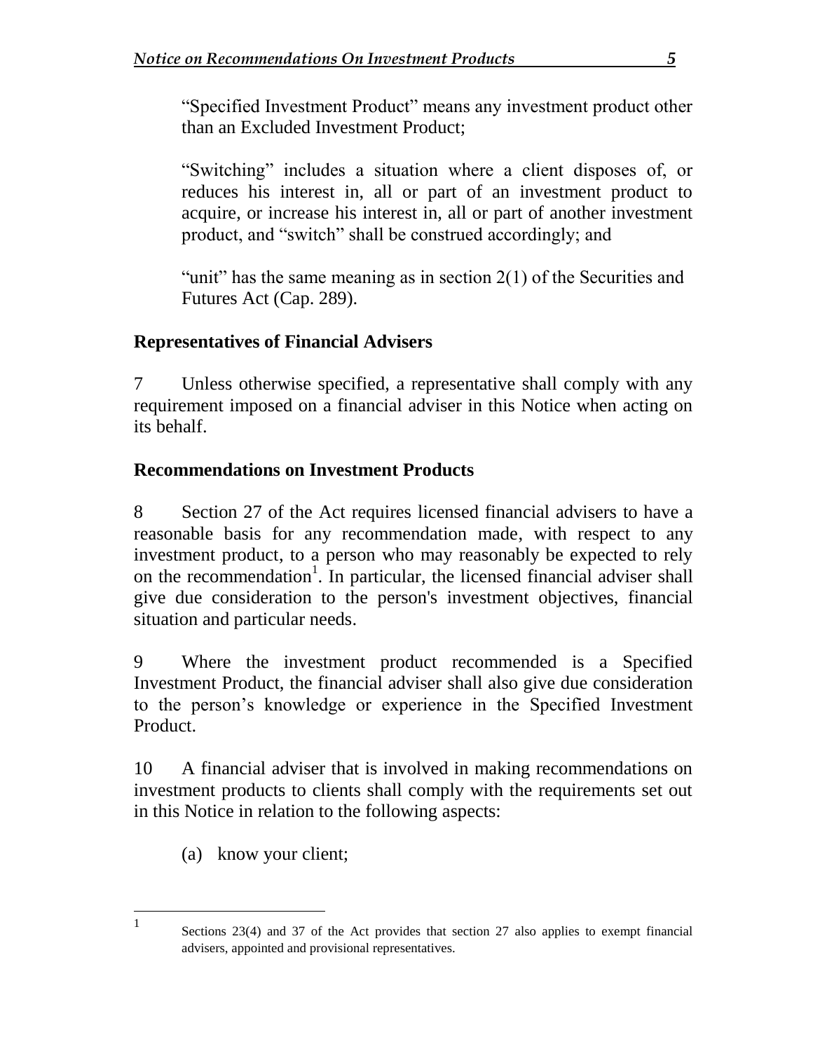"Specified Investment Product" means any investment product other than an Excluded Investment Product;

"Switching" includes a situation where a client disposes of, or reduces his interest in, all or part of an investment product to acquire, or increase his interest in, all or part of another investment product, and "switch" shall be construed accordingly; and

"unit" has the same meaning as in section 2(1) of the Securities and Futures Act (Cap. 289).

## Representatives of Financial Advisers

7 Unless otherwise specified, a representative shall comply with any requirement imposed on a financial adviser in this Notice when acting on its behalf.

## Recommendations on Investment Products

8 Section 27 of the Act requires licensed financial advisers to have a reasonable basis for any recommendation made, with respect to any investment product, to a person who may reasonably be expected to rely on the recommendation[1]. In particular, the licensed financial adviser shall give due consideration to the person's investment objectives, financial situation and particular needs.

9 Where the investment product recommended is a Specified Investment Product, the financial adviser shall also give due consideration to the person's knowledge or experience in the Specified Investment Product.

10 A financial adviser that is involved in making recommendations on investment products to clients shall comply with the requirements set out in this Notice in relation to the following aspects:

(a) know your client;

---

[1] Sections 23(4) and 37 of the Act provides that section 27 also applies to exempt financial advisers, appointed and provisional representatives.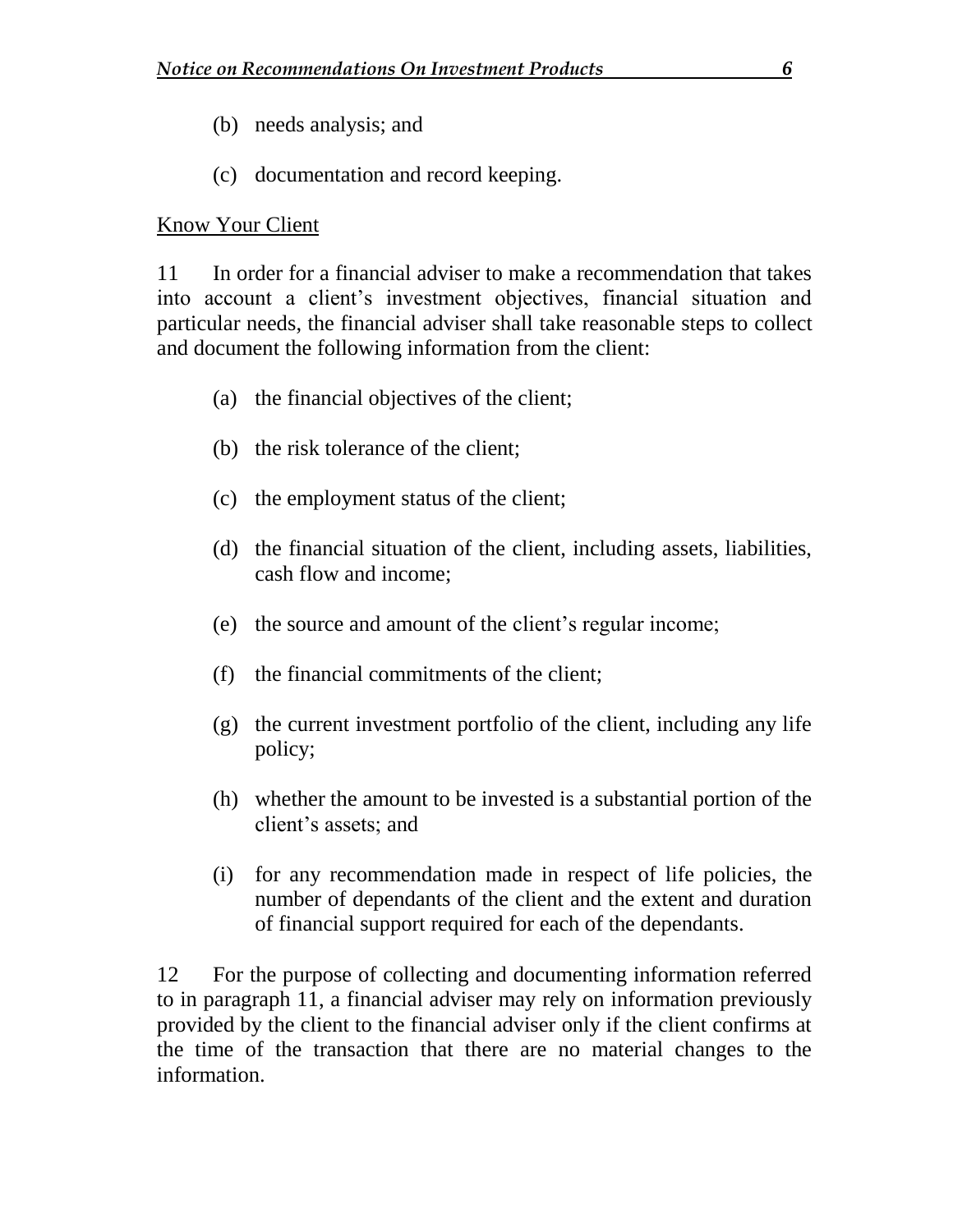(b) needs analysis; and

(c) documentation and record keeping.

<u>Know Your Client</u>

11 In order for a financial adviser to make a recommendation that takes into account a client's investment objectives, financial situation and particular needs, the financial adviser shall take reasonable steps to collect and document the following information from the client:

(a) the financial objectives of the client;

(b) the risk tolerance of the client;

(c) the employment status of the client;

(d) the financial situation of the client, including assets, liabilities, cash flow and income;

(e) the source and amount of the client's regular income;

(f) the financial commitments of the client;

(g) the current investment portfolio of the client, including any life policy;

(h) whether the amount to be invested is a substantial portion of the client's assets; and

(i) for any recommendation made in respect of life policies, the number of dependants of the client and the extent and duration of financial support required for each of the dependants.

12 For the purpose of collecting and documenting information referred to in paragraph 11, a financial adviser may rely on information previously provided by the client to the financial adviser only if the client confirms at the time of the transaction that there are no material changes to the information.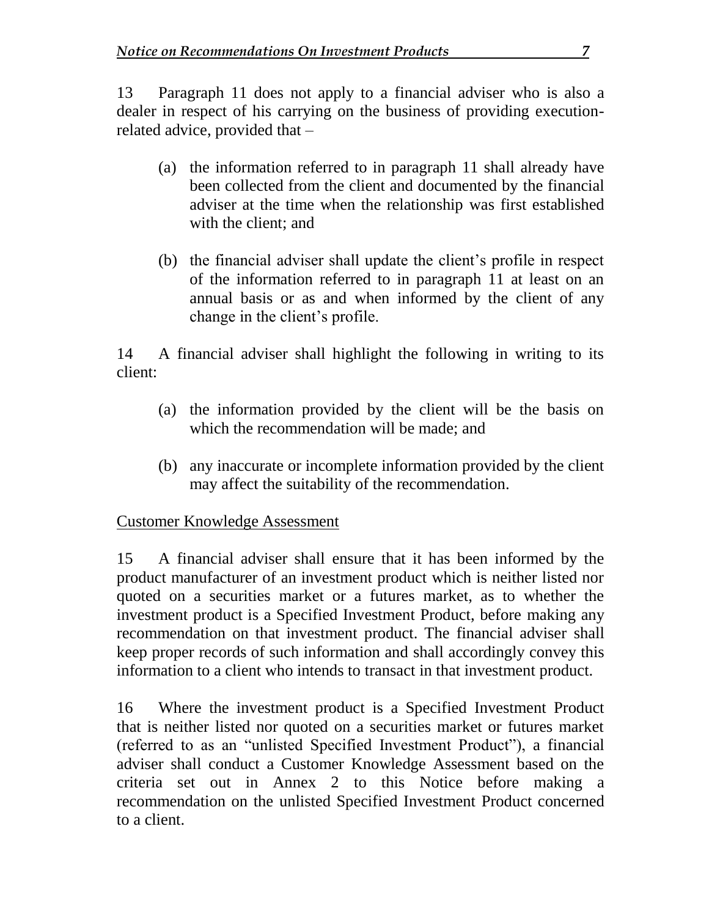13 Paragraph 11 does not apply to a financial adviser who is also a dealer in respect of his carrying on the business of providing execution-related advice, provided that –

(a) the information referred to in paragraph 11 shall already have been collected from the client and documented by the financial adviser at the time when the relationship was first established with the client; and

(b) the financial adviser shall update the client's profile in respect of the information referred to in paragraph 11 at least on an annual basis or as and when informed by the client of any change in the client's profile.

14 A financial adviser shall highlight the following in writing to its client:

(a) the information provided by the client will be the basis on which the recommendation will be made; and

(b) any inaccurate or incomplete information provided by the client may affect the suitability of the recommendation.

Customer Knowledge Assessment

15 A financial adviser shall ensure that it has been informed by the product manufacturer of an investment product which is neither listed nor quoted on a securities market or a futures market, as to whether the investment product is a Specified Investment Product, before making any recommendation on that investment product. The financial adviser shall keep proper records of such information and shall accordingly convey this information to a client who intends to transact in that investment product.

16 Where the investment product is a Specified Investment Product that is neither listed nor quoted on a securities market or futures market (referred to as an "unlisted Specified Investment Product"), a financial adviser shall conduct a Customer Knowledge Assessment based on the criteria set out in Annex 2 to this Notice before making a recommendation on the unlisted Specified Investment Product concerned to a client.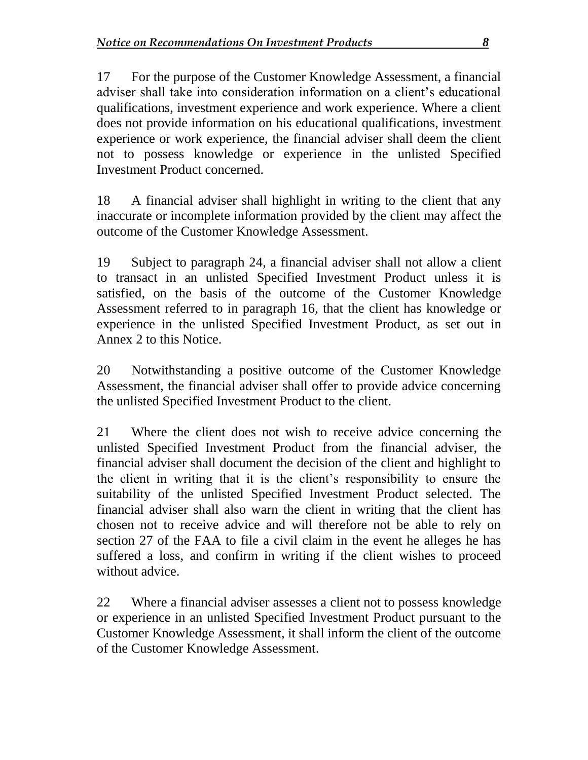17 For the purpose of the Customer Knowledge Assessment, a financial adviser shall take into consideration information on a client's educational qualifications, investment experience and work experience. Where a client does not provide information on his educational qualifications, investment experience or work experience, the financial adviser shall deem the client not to possess knowledge or experience in the unlisted Specified Investment Product concerned.

18 A financial adviser shall highlight in writing to the client that any inaccurate or incomplete information provided by the client may affect the outcome of the Customer Knowledge Assessment.

19 Subject to paragraph 24, a financial adviser shall not allow a client to transact in an unlisted Specified Investment Product unless it is satisfied, on the basis of the outcome of the Customer Knowledge Assessment referred to in paragraph 16, that the client has knowledge or experience in the unlisted Specified Investment Product, as set out in Annex 2 to this Notice.

20 Notwithstanding a positive outcome of the Customer Knowledge Assessment, the financial adviser shall offer to provide advice concerning the unlisted Specified Investment Product to the client.

21 Where the client does not wish to receive advice concerning the unlisted Specified Investment Product from the financial adviser, the financial adviser shall document the decision of the client and highlight to the client in writing that it is the client's responsibility to ensure the suitability of the unlisted Specified Investment Product selected. The financial adviser shall also warn the client in writing that the client has chosen not to receive advice and will therefore not be able to rely on section 27 of the FAA to file a civil claim in the event he alleges he has suffered a loss, and confirm in writing if the client wishes to proceed without advice.

22 Where a financial adviser assesses a client not to possess knowledge or experience in an unlisted Specified Investment Product pursuant to the Customer Knowledge Assessment, it shall inform the client of the outcome of the Customer Knowledge Assessment.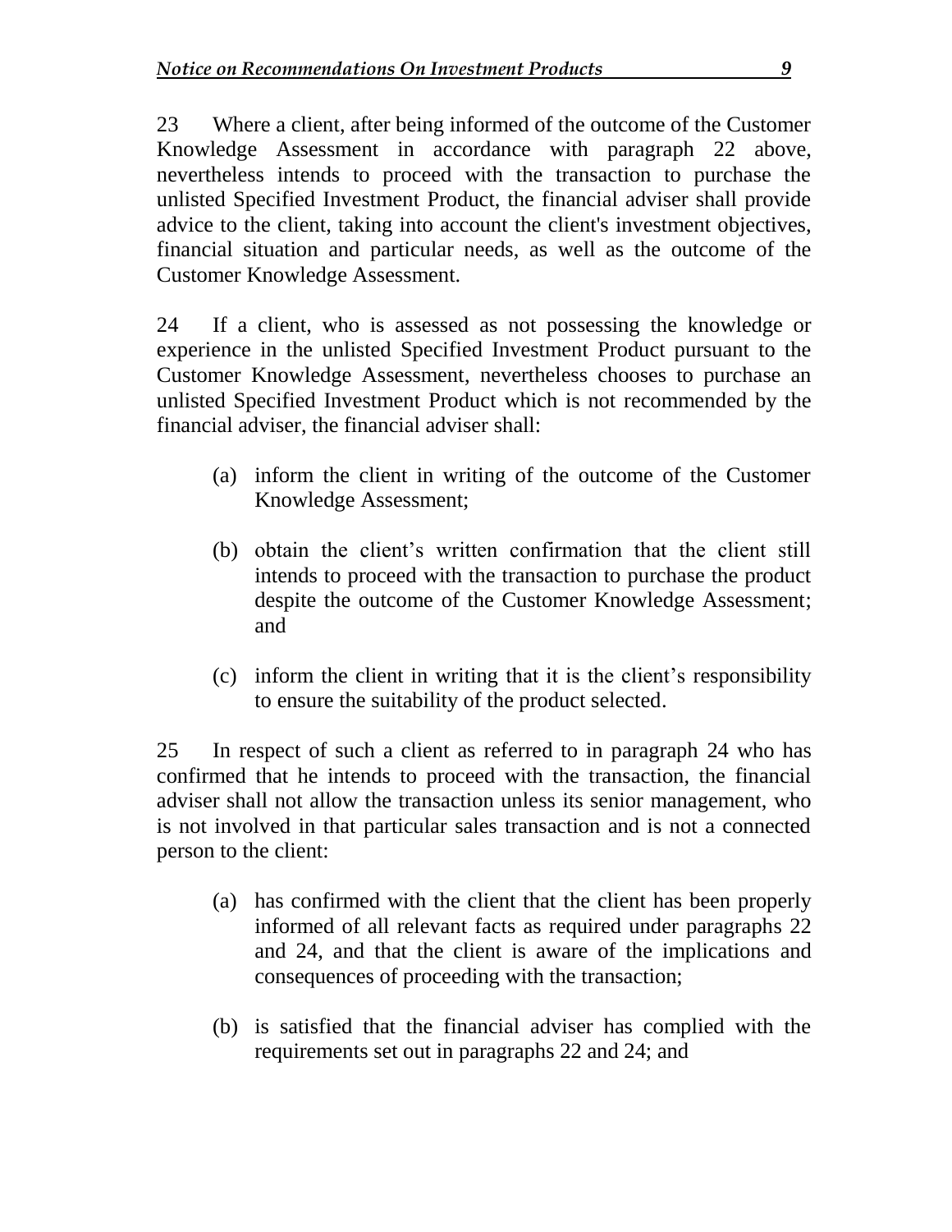23 Where a client, after being informed of the outcome of the Customer Knowledge Assessment in accordance with paragraph 22 above, nevertheless intends to proceed with the transaction to purchase the unlisted Specified Investment Product, the financial adviser shall provide advice to the client, taking into account the client's investment objectives, financial situation and particular needs, as well as the outcome of the Customer Knowledge Assessment.

24 If a client, who is assessed as not possessing the knowledge or experience in the unlisted Specified Investment Product pursuant to the Customer Knowledge Assessment, nevertheless chooses to purchase an unlisted Specified Investment Product which is not recommended by the financial adviser, the financial adviser shall:

(a) inform the client in writing of the outcome of the Customer Knowledge Assessment;

(b) obtain the client's written confirmation that the client still intends to proceed with the transaction to purchase the product despite the outcome of the Customer Knowledge Assessment; and

(c) inform the client in writing that it is the client's responsibility to ensure the suitability of the product selected.

25 In respect of such a client as referred to in paragraph 24 who has confirmed that he intends to proceed with the transaction, the financial adviser shall not allow the transaction unless its senior management, who is not involved in that particular sales transaction and is not a connected person to the client:

(a) has confirmed with the client that the client has been properly informed of all relevant facts as required under paragraphs 22 and 24, and that the client is aware of the implications and consequences of proceeding with the transaction;

(b) is satisfied that the financial adviser has complied with the requirements set out in paragraphs 22 and 24; and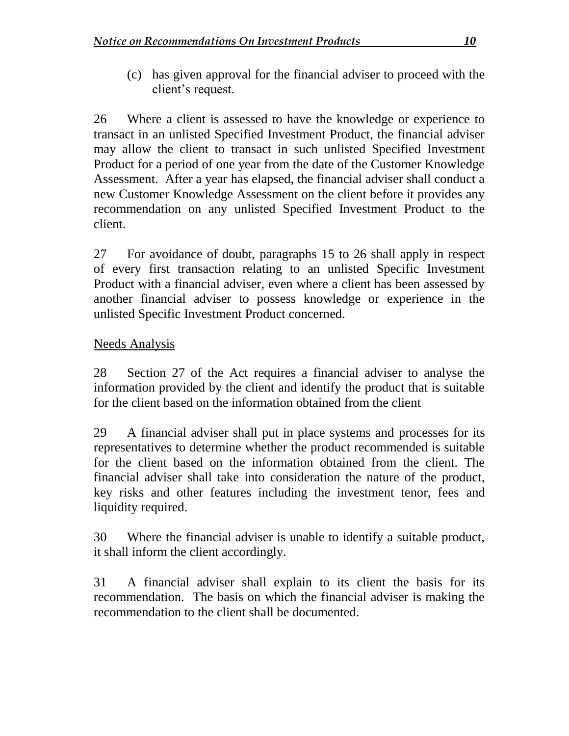(c) has given approval for the financial adviser to proceed with the client's request.

26 Where a client is assessed to have the knowledge or experience to transact in an unlisted Specified Investment Product, the financial adviser may allow the client to transact in such unlisted Specified Investment Product for a period of one year from the date of the Customer Knowledge Assessment. After a year has elapsed, the financial adviser shall conduct a new Customer Knowledge Assessment on the client before it provides any recommendation on any unlisted Specified Investment Product to the client.

27 For avoidance of doubt, paragraphs 15 to 26 shall apply in respect of every first transaction relating to an unlisted Specific Investment Product with a financial adviser, even where a client has been assessed by another financial adviser to possess knowledge or experience in the unlisted Specific Investment Product concerned.

<u>Needs Analysis</u>

28 Section 27 of the Act requires a financial adviser to analyse the information provided by the client and identify the product that is suitable for the client based on the information obtained from the client

29 A financial adviser shall put in place systems and processes for its representatives to determine whether the product recommended is suitable for the client based on the information obtained from the client. The financial adviser shall take into consideration the nature of the product, key risks and other features including the investment tenor, fees and liquidity required.

30 Where the financial adviser is unable to identify a suitable product, it shall inform the client accordingly.

31 A financial adviser shall explain to its client the basis for its recommendation. The basis on which the financial adviser is making the recommendation to the client shall be documented.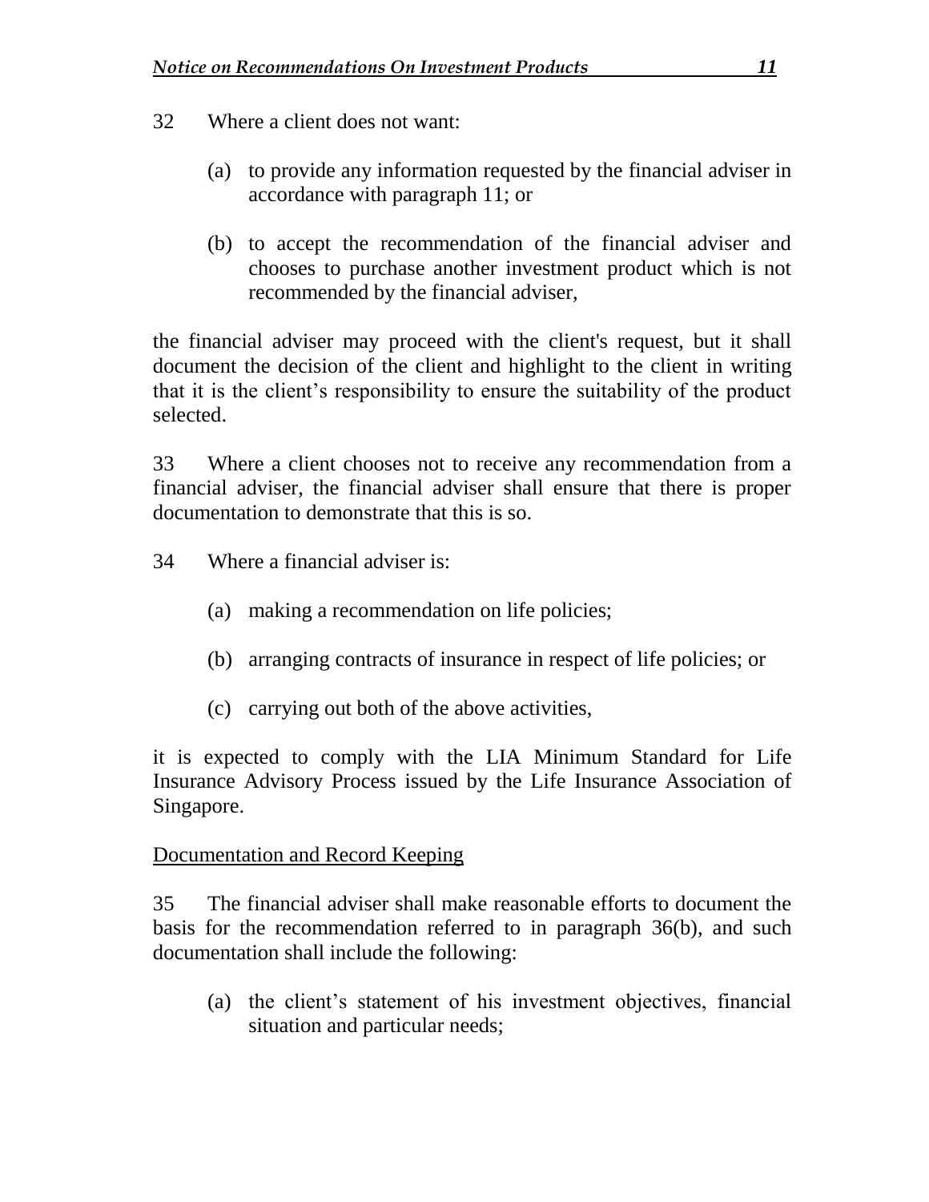32 Where a client does not want:

(a) to provide any information requested by the financial adviser in accordance with paragraph 11; or

(b) to accept the recommendation of the financial adviser and chooses to purchase another investment product which is not recommended by the financial adviser,

the financial adviser may proceed with the client's request, but it shall document the decision of the client and highlight to the client in writing that it is the client's responsibility to ensure the suitability of the product selected.

33 Where a client chooses not to receive any recommendation from a financial adviser, the financial adviser shall ensure that there is proper documentation to demonstrate that this is so.

34 Where a financial adviser is:

(a) making a recommendation on life policies;

(b) arranging contracts of insurance in respect of life policies; or

(c) carrying out both of the above activities,

it is expected to comply with the LIA Minimum Standard for Life Insurance Advisory Process issued by the Life Insurance Association of Singapore.

<u>Documentation and Record Keeping</u>

35 The financial adviser shall make reasonable efforts to document the basis for the recommendation referred to in paragraph 36(b), and such documentation shall include the following:

(a) the client's statement of his investment objectives, financial situation and particular needs;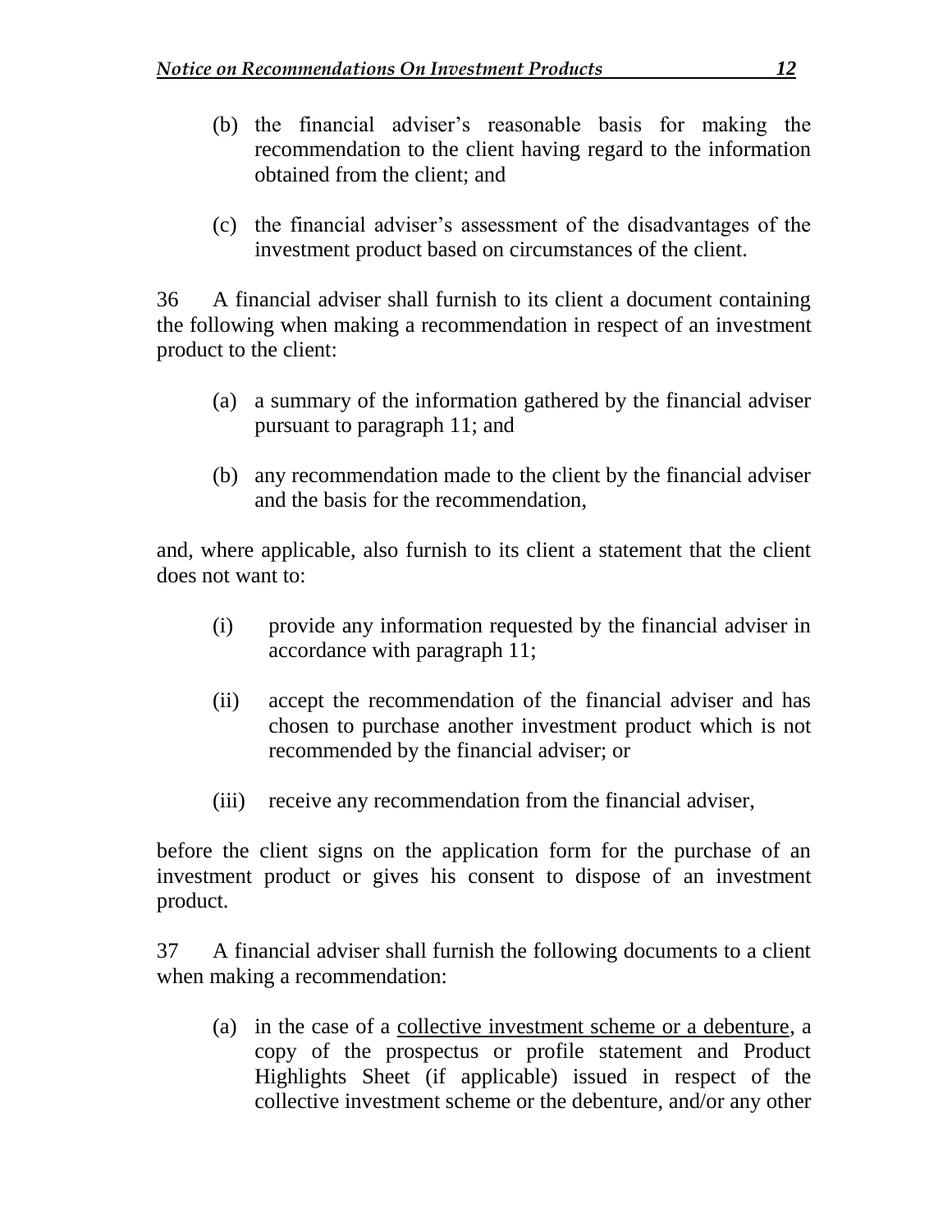(b) the financial adviser's reasonable basis for making the recommendation to the client having regard to the information obtained from the client; and

(c) the financial adviser's assessment of the disadvantages of the investment product based on circumstances of the client.

36 A financial adviser shall furnish to its client a document containing the following when making a recommendation in respect of an investment product to the client:

(a) a summary of the information gathered by the financial adviser pursuant to paragraph 11; and

(b) any recommendation made to the client by the financial adviser and the basis for the recommendation,

and, where applicable, also furnish to its client a statement that the client does not want to:

(i) provide any information requested by the financial adviser in accordance with paragraph 11;

(ii) accept the recommendation of the financial adviser and has chosen to purchase another investment product which is not recommended by the financial adviser; or

(iii) receive any recommendation from the financial adviser,

before the client signs on the application form for the purchase of an investment product or gives his consent to dispose of an investment product.

37 A financial adviser shall furnish the following documents to a client when making a recommendation:

(a) in the case of a <u>collective investment scheme or a debenture</u>, a copy of the prospectus or profile statement and Product Highlights Sheet (if applicable) issued in respect of the collective investment scheme or the debenture, and/or any other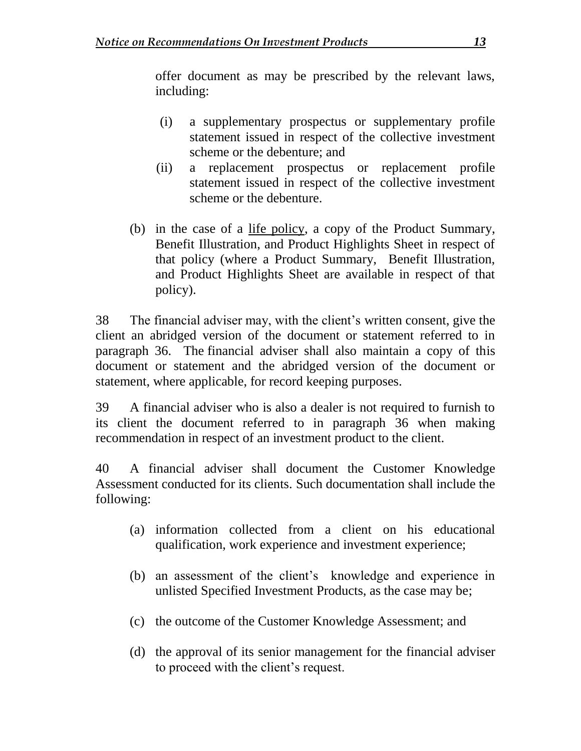offer document as may be prescribed by the relevant laws, including:

(i) a supplementary prospectus or supplementary profile statement issued in respect of the collective investment scheme or the debenture; and

(ii) a replacement prospectus or replacement profile statement issued in respect of the collective investment scheme or the debenture.

(b) in the case of a <u>life policy</u>, a copy of the Product Summary, Benefit Illustration, and Product Highlights Sheet in respect of that policy (where a Product Summary, Benefit Illustration, and Product Highlights Sheet are available in respect of that policy).

38 The financial adviser may, with the client's written consent, give the client an abridged version of the document or statement referred to in paragraph 36. The financial adviser shall also maintain a copy of this document or statement and the abridged version of the document or statement, where applicable, for record keeping purposes.

39 A financial adviser who is also a dealer is not required to furnish to its client the document referred to in paragraph 36 when making recommendation in respect of an investment product to the client.

40 A financial adviser shall document the Customer Knowledge Assessment conducted for its clients. Such documentation shall include the following:

(a) information collected from a client on his educational qualification, work experience and investment experience;

(b) an assessment of the client's knowledge and experience in unlisted Specified Investment Products, as the case may be;

(c) the outcome of the Customer Knowledge Assessment; and

(d) the approval of its senior management for the financial adviser to proceed with the client's request.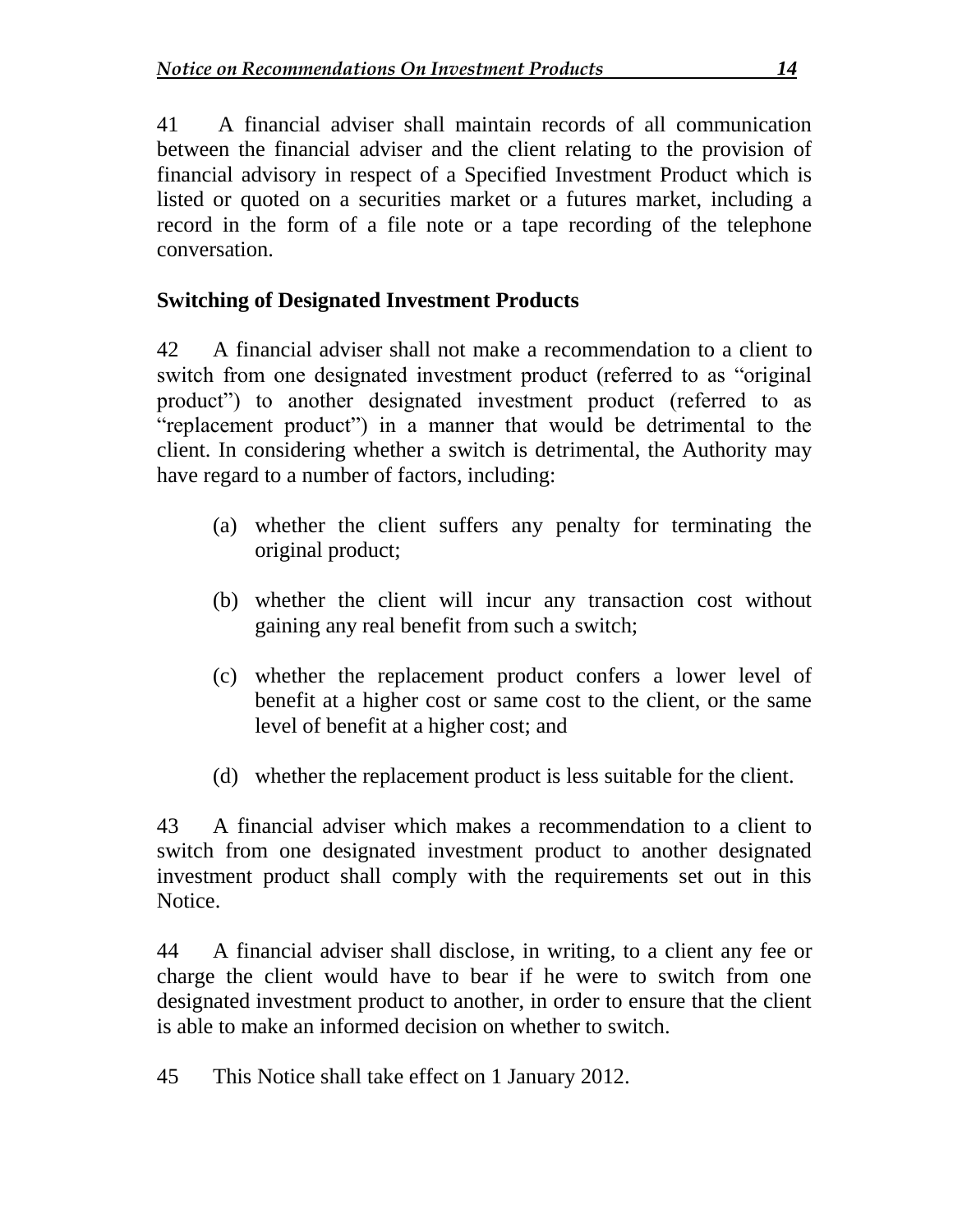41 A financial adviser shall maintain records of all communication between the financial adviser and the client relating to the provision of financial advisory in respect of a Specified Investment Product which is listed or quoted on a securities market or a futures market, including a record in the form of a file note or a tape recording of the telephone conversation.

**Switching of Designated Investment Products**

42 A financial adviser shall not make a recommendation to a client to switch from one designated investment product (referred to as "original product") to another designated investment product (referred to as "replacement product") in a manner that would be detrimental to the client. In considering whether a switch is detrimental, the Authority may have regard to a number of factors, including:

(a) whether the client suffers any penalty for terminating the original product;

(b) whether the client will incur any transaction cost without gaining any real benefit from such a switch;

(c) whether the replacement product confers a lower level of benefit at a higher cost or same cost to the client, or the same level of benefit at a higher cost; and

(d) whether the replacement product is less suitable for the client.

43 A financial adviser which makes a recommendation to a client to switch from one designated investment product to another designated investment product shall comply with the requirements set out in this Notice.

44 A financial adviser shall disclose, in writing, to a client any fee or charge the client would have to bear if he were to switch from one designated investment product to another, in order to ensure that the client is able to make an informed decision on whether to switch.

45 This Notice shall take effect on 1 January 2012.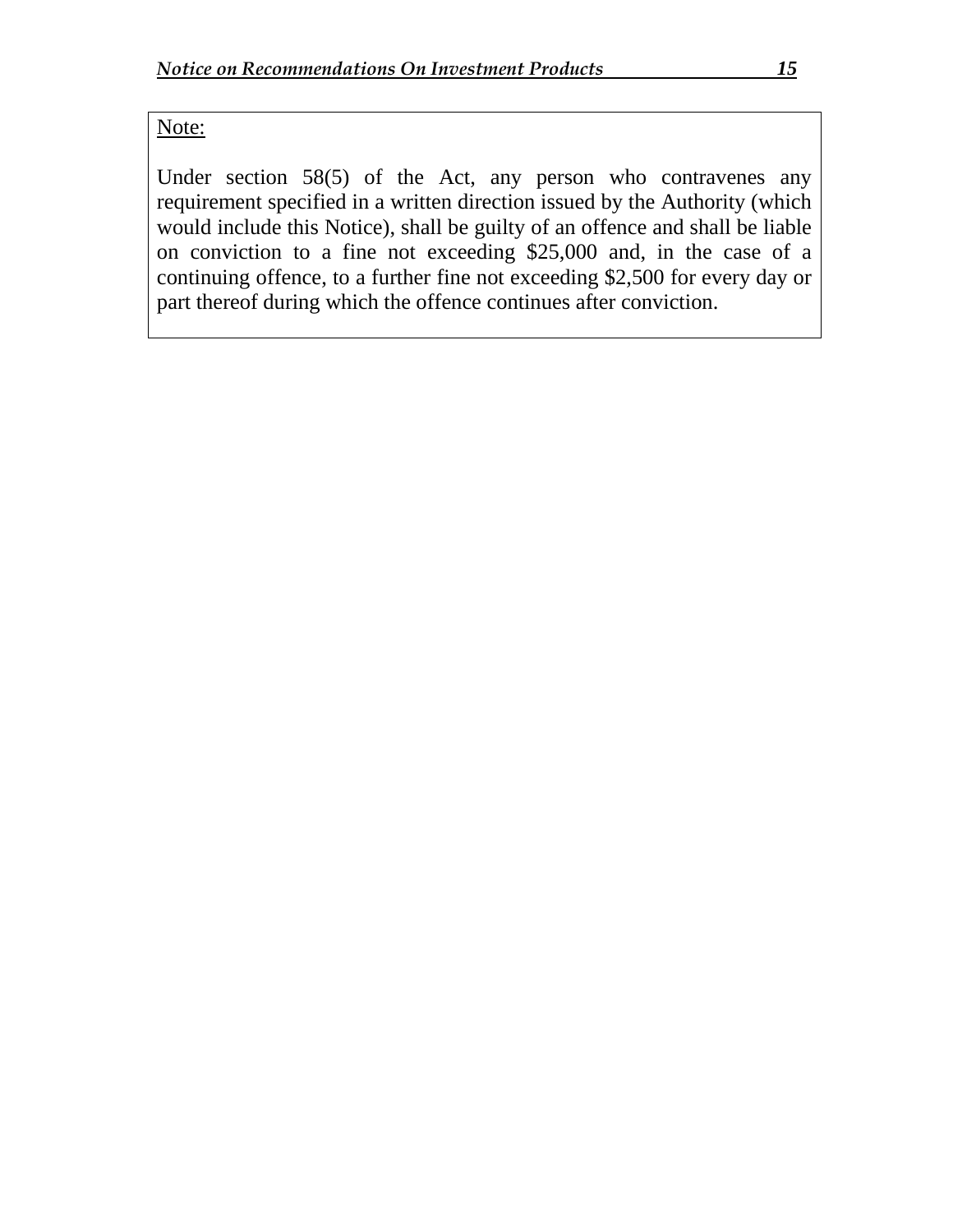Note:

Under section 58(5) of the Act, any person who contravenes any requirement specified in a written direction issued by the Authority (which would include this Notice), shall be guilty of an offence and shall be liable on conviction to a fine not exceeding $25,000 and, in the case of a continuing offence, to a further fine not exceeding $2,500 for every day or part thereof during which the offence continues after conviction.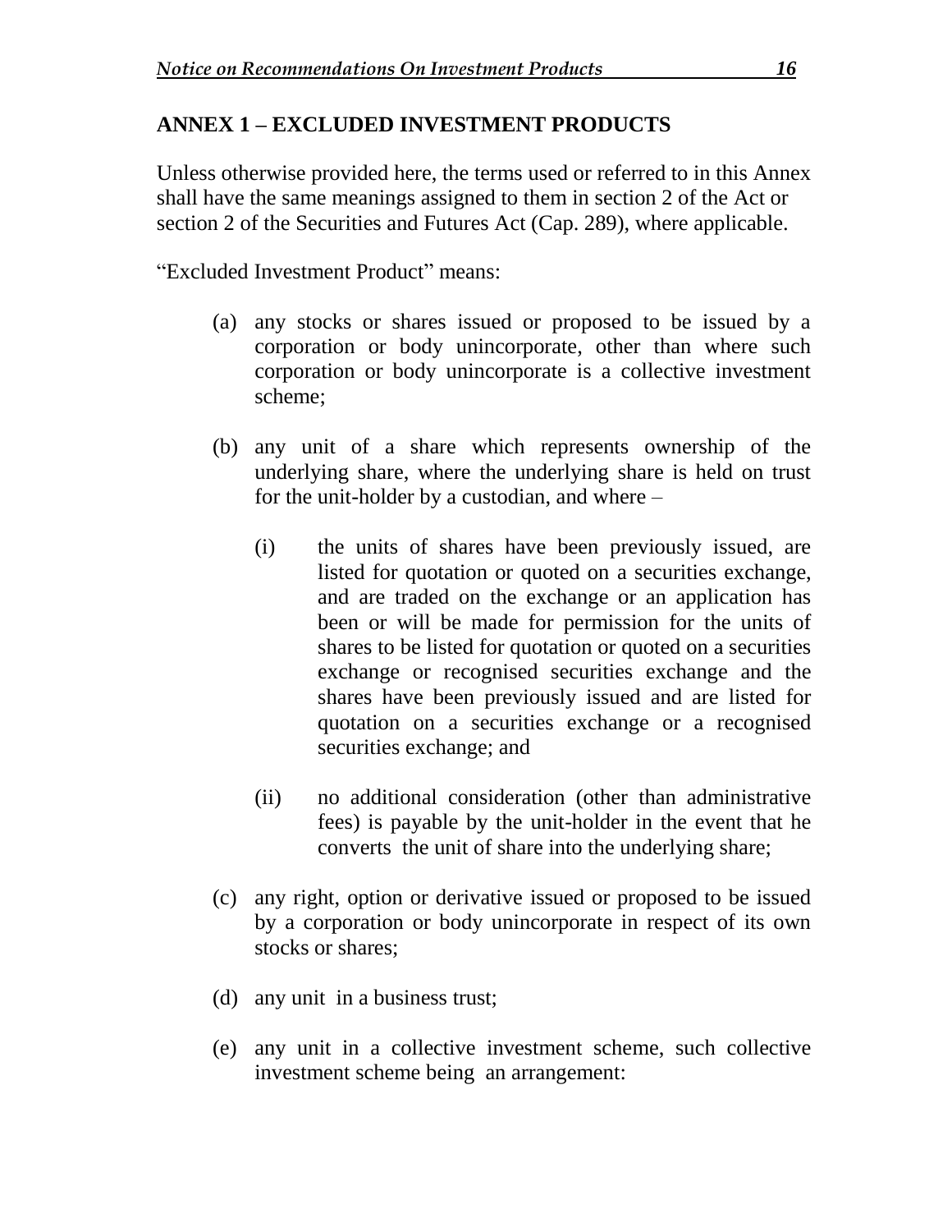## ANNEX 1 – EXCLUDED INVESTMENT PRODUCTS

Unless otherwise provided here, the terms used or referred to in this Annex shall have the same meanings assigned to them in section 2 of the Act or section 2 of the Securities and Futures Act (Cap. 289), where applicable.

"Excluded Investment Product" means:

(a) any stocks or shares issued or proposed to be issued by a corporation or body unincorporate, other than where such corporation or body unincorporate is a collective investment scheme;

(b) any unit of a share which represents ownership of the underlying share, where the underlying share is held on trust for the unit-holder by a custodian, and where –

  (i) the units of shares have been previously issued, are listed for quotation or quoted on a securities exchange, and are traded on the exchange or an application has been or will be made for permission for the units of shares to be listed for quotation or quoted on a securities exchange or recognised securities exchange and the shares have been previously issued and are listed for quotation on a securities exchange or a recognised securities exchange; and

  (ii) no additional consideration (other than administrative fees) is payable by the unit-holder in the event that he converts the unit of share into the underlying share;

(c) any right, option or derivative issued or proposed to be issued by a corporation or body unincorporate in respect of its own stocks or shares;

(d) any unit in a business trust;

(e) any unit in a collective investment scheme, such collective investment scheme being an arrangement: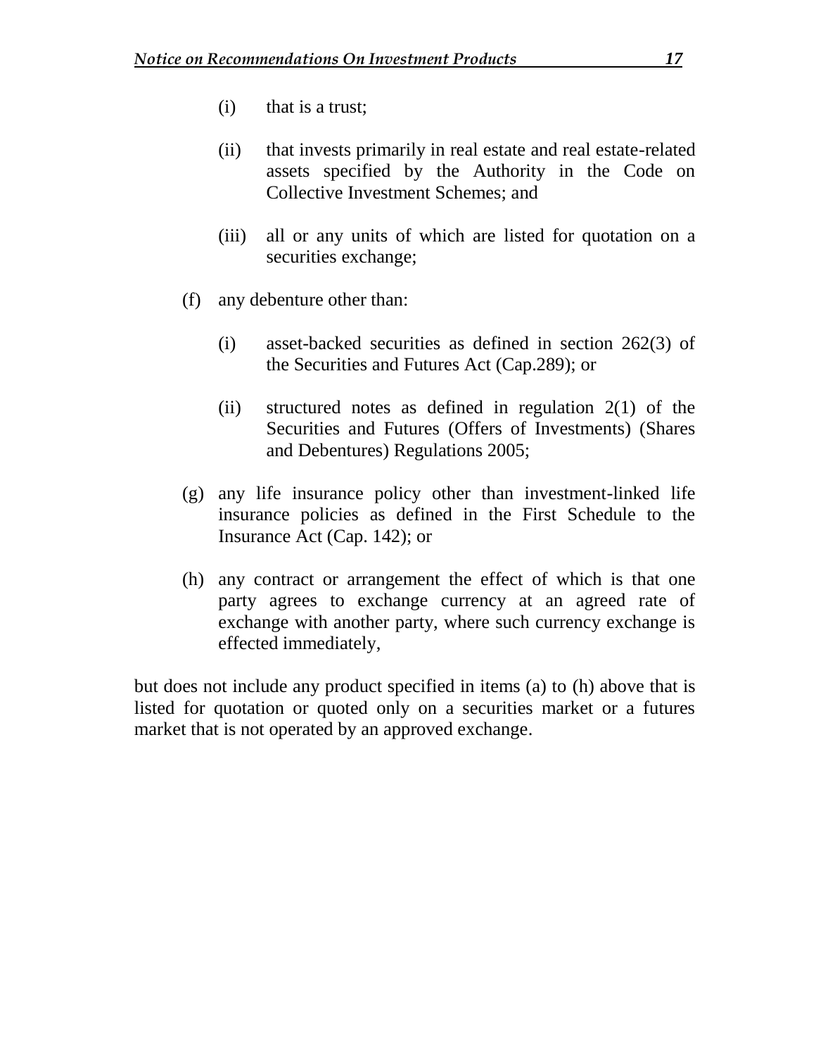(i) that is a trust;

(ii) that invests primarily in real estate and real estate-related assets specified by the Authority in the Code on Collective Investment Schemes; and

(iii) all or any units of which are listed for quotation on a securities exchange;

(f) any debenture other than:

(i) asset-backed securities as defined in section 262(3) of the Securities and Futures Act (Cap.289); or

(ii) structured notes as defined in regulation 2(1) of the Securities and Futures (Offers of Investments) (Shares and Debentures) Regulations 2005;

(g) any life insurance policy other than investment-linked life insurance policies as defined in the First Schedule to the Insurance Act (Cap. 142); or

(h) any contract or arrangement the effect of which is that one party agrees to exchange currency at an agreed rate of exchange with another party, where such currency exchange is effected immediately,

but does not include any product specified in items (a) to (h) above that is listed for quotation or quoted only on a securities market or a futures market that is not operated by an approved exchange.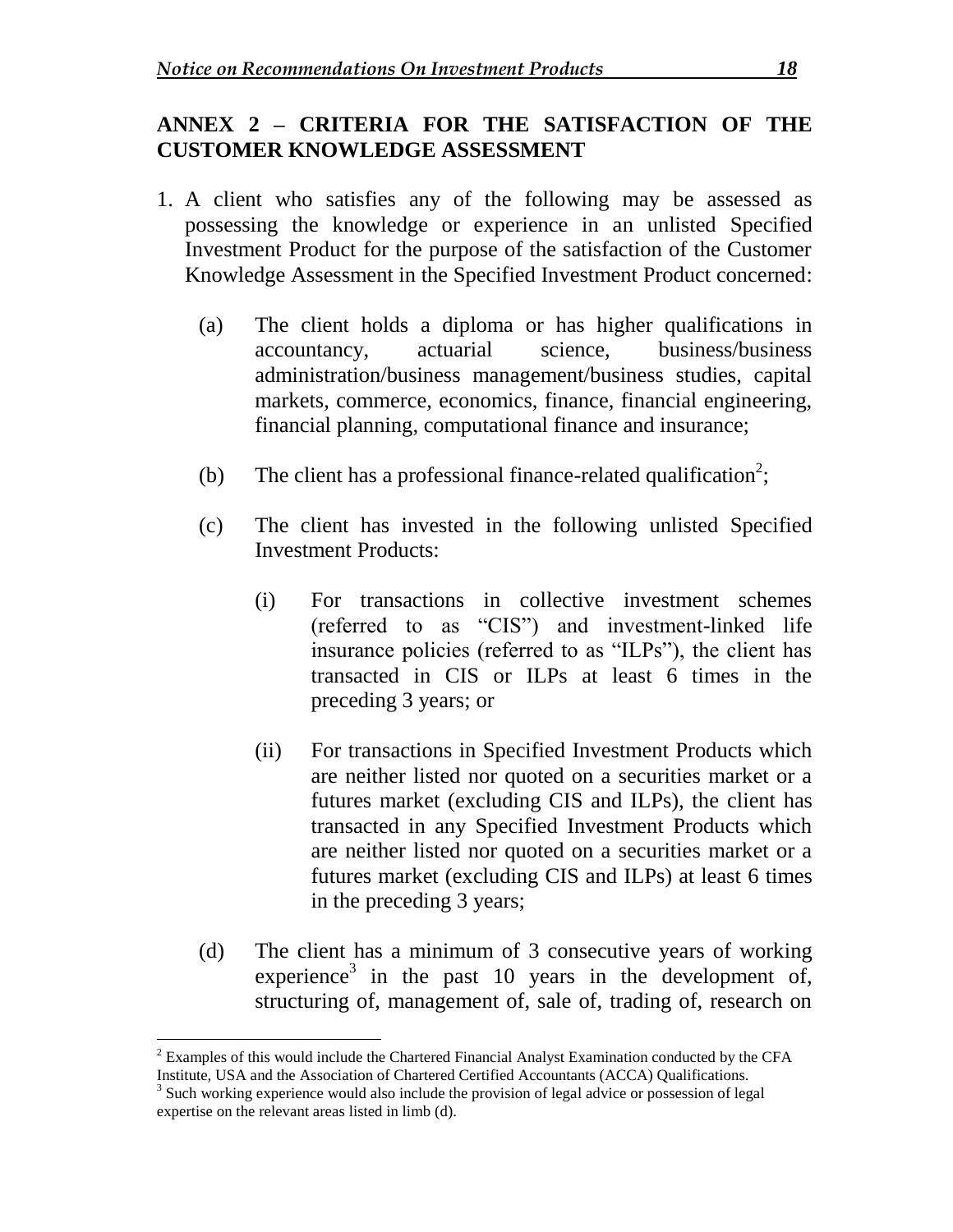## ANNEX 2 – CRITERIA FOR THE SATISFACTION OF THE CUSTOMER KNOWLEDGE ASSESSMENT

1. A client who satisfies any of the following may be assessed as possessing the knowledge or experience in an unlisted Specified Investment Product for the purpose of the satisfaction of the Customer Knowledge Assessment in the Specified Investment Product concerned:

   (a) The client holds a diploma or has higher qualifications in accountancy, actuarial science, business/business administration/business management/business studies, capital markets, commerce, economics, finance, financial engineering, financial planning, computational finance and insurance;

   (b) The client has a professional finance-related qualification[2];

   (c) The client has invested in the following unlisted Specified Investment Products:

      (i) For transactions in collective investment schemes (referred to as "CIS") and investment-linked life insurance policies (referred to as "ILPs"), the client has transacted in CIS or ILPs at least 6 times in the preceding 3 years; or

      (ii) For transactions in Specified Investment Products which are neither listed nor quoted on a securities market or a futures market (excluding CIS and ILPs), the client has transacted in any Specified Investment Products which are neither listed nor quoted on a securities market or a futures market (excluding CIS and ILPs) at least 6 times in the preceding 3 years;

   (d) The client has a minimum of 3 consecutive years of working experience[3] in the past 10 years in the development of, structuring of, management of, sale of, trading of, research on

---

[2] Examples of this would include the Chartered Financial Analyst Examination conducted by the CFA Institute, USA and the Association of Chartered Certified Accountants (ACCA) Qualifications.

[3] Such working experience would also include the provision of legal advice or possession of legal expertise on the relevant areas listed in limb (d).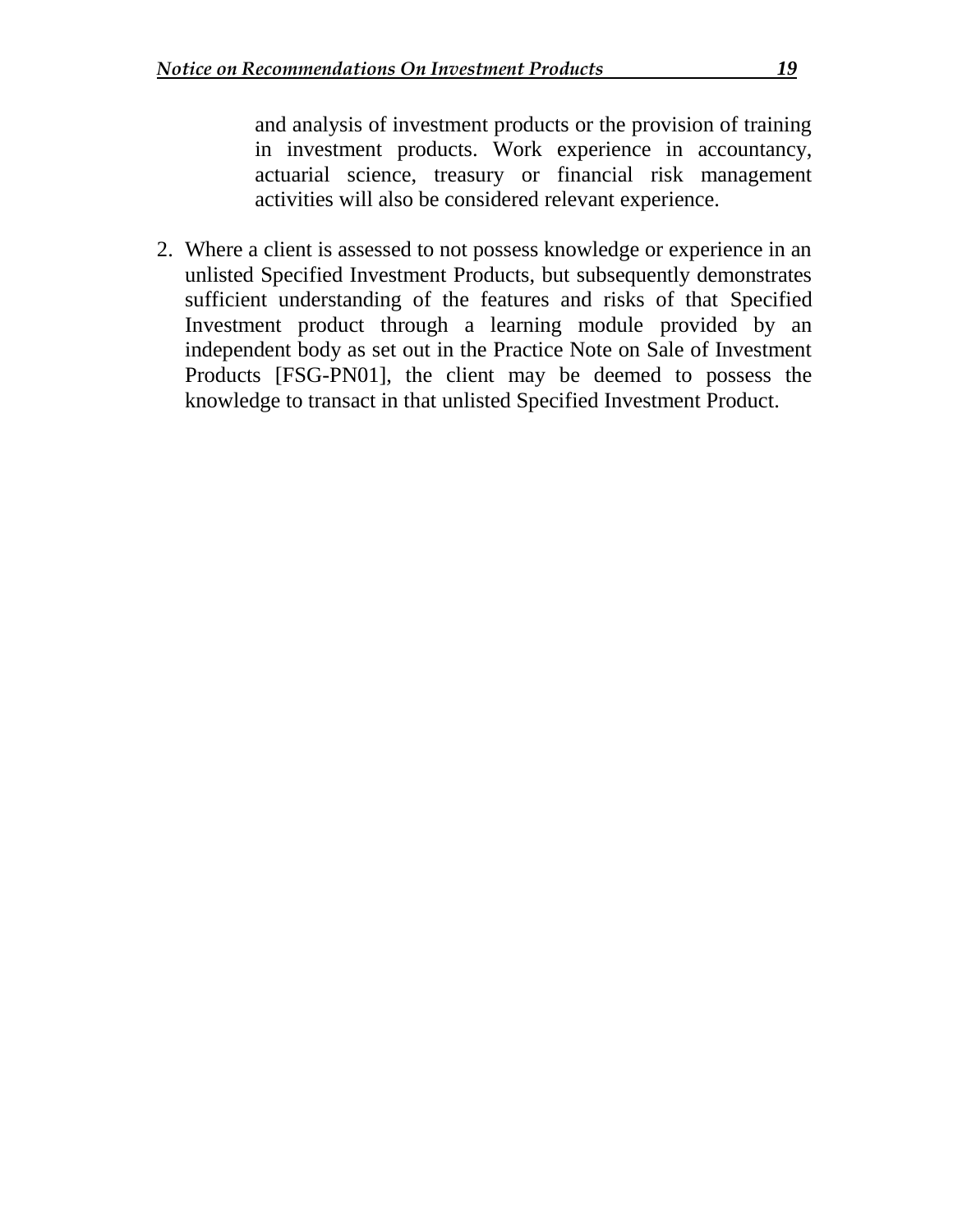and analysis of investment products or the provision of training in investment products. Work experience in accountancy, actuarial science, treasury or financial risk management activities will also be considered relevant experience.

2. Where a client is assessed to not possess knowledge or experience in an unlisted Specified Investment Products, but subsequently demonstrates sufficient understanding of the features and risks of that Specified Investment product through a learning module provided by an independent body as set out in the Practice Note on Sale of Investment Products [FSG-PN01], the client may be deemed to possess the knowledge to transact in that unlisted Specified Investment Product.